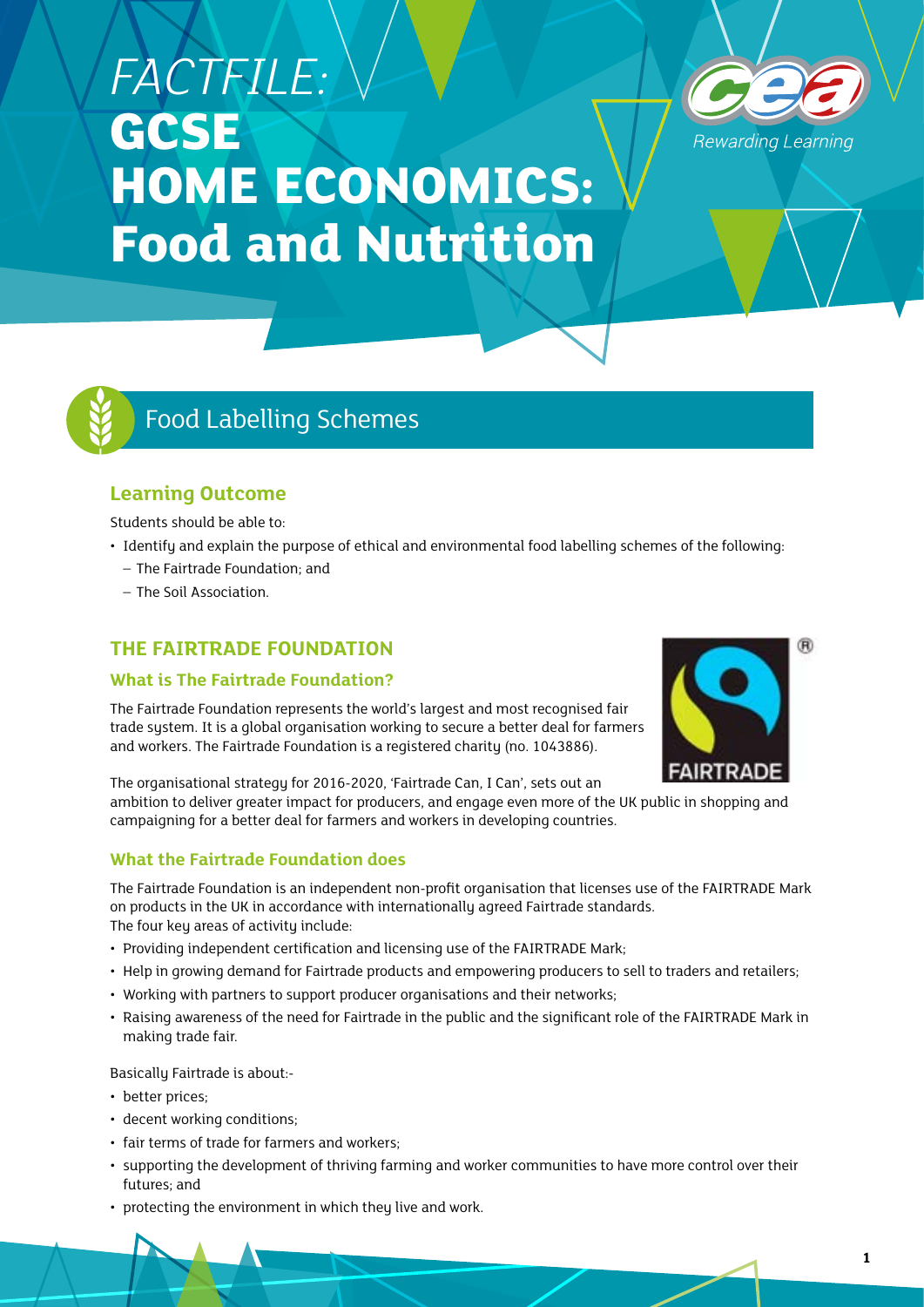# *FACTFILE:* GCSE HOME ECONOMICS: Food and Nutrition

## Food Labelling Schemes

### Learning Outcome

Students should be able to:

- Identify and explain the purpose of ethical and environmental food labelling schemes of the following:
  - The Fairtrade Foundation; and
  - The Soil Association.

### THE FAIRTRADE FOUNDATION

#### What is The Fairtrade Foundation?

The Fairtrade Foundation represents the world's largest and most recognised fair trade system. It is a global organisation working to secure a better deal for farmers and workers. The Fairtrade Foundation is a registered charity (no. 1043886).

The organisational strategy for 2016-2020, 'Fairtrade Can, I Can', sets out an ambition to deliver greater impact for producers, and engage even more of the UK public in shopping and campaigning for a better deal for farmers and workers in developing countries.

#### What the Fairtrade Foundation does

The Fairtrade Foundation is an independent non-profit organisation that licenses use of the FAIRTRADE Mark on products in the UK in accordance with internationally agreed Fairtrade standards.
The four key areas of activity include:

- Providing independent certification and licensing use of the FAIRTRADE Mark;
- Help in growing demand for Fairtrade products and empowering producers to sell to traders and retailers;
- Working with partners to support producer organisations and their networks;
- Raising awareness of the need for Fairtrade in the public and the significant role of the FAIRTRADE Mark in making trade fair.

Basically Fairtrade is about:-

- better prices;
- decent working conditions;
- fair terms of trade for farmers and workers;
- supporting the development of thriving farming and worker communities to have more control over their futures; and
- protecting the environment in which they live and work.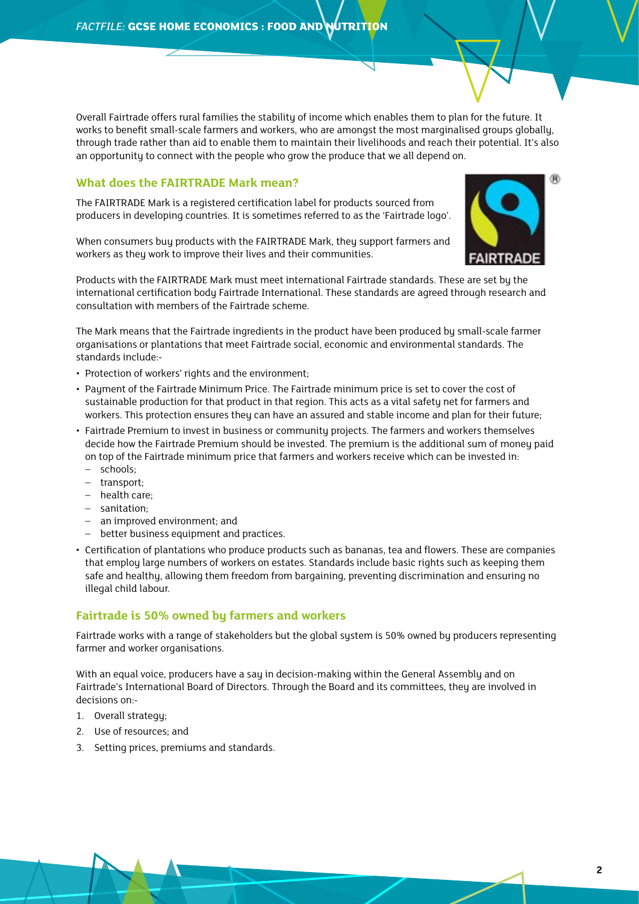Overall Fairtrade offers rural families the stability of income which enables them to plan for the future. It works to benefit small-scale farmers and workers, who are amongst the most marginalised groups globally, through trade rather than aid to enable them to maintain their livelihoods and reach their potential. It's also an opportunity to connect with the people who grow the produce that we all depend on.

## What does the FAIRTRADE Mark mean?

The FAIRTRADE Mark is a registered certification label for products sourced from producers in developing countries. It is sometimes referred to as the 'Fairtrade logo'.

When consumers buy products with the FAIRTRADE Mark, they support farmers and workers as they work to improve their lives and their communities.

Products with the FAIRTRADE Mark must meet international Fairtrade standards. These are set by the international certification body Fairtrade International. These standards are agreed through research and consultation with members of the Fairtrade scheme.

The Mark means that the Fairtrade ingredients in the product have been produced by small-scale farmer organisations or plantations that meet Fairtrade social, economic and environmental standards. The standards include:-

- Protection of workers' rights and the environment;
- Payment of the Fairtrade Minimum Price. The Fairtrade minimum price is set to cover the cost of sustainable production for that product in that region. This acts as a vital safety net for farmers and workers. This protection ensures they can have an assured and stable income and plan for their future;
- Fairtrade Premium to invest in business or community projects. The farmers and workers themselves decide how the Fairtrade Premium should be invested. The premium is the additional sum of money paid on top of the Fairtrade minimum price that farmers and workers receive which can be invested in:
  - schools;
  - transport;
  - health care;
  - sanitation;
  - an improved environment; and
  - better business equipment and practices.
- Certification of plantations who produce products such as bananas, tea and flowers. These are companies that employ large numbers of workers on estates. Standards include basic rights such as keeping them safe and healthy, allowing them freedom from bargaining, preventing discrimination and ensuring no illegal child labour.

## Fairtrade is 50% owned by farmers and workers

Fairtrade works with a range of stakeholders but the global system is 50% owned by producers representing farmer and worker organisations.

With an equal voice, producers have a say in decision-making within the General Assembly and on Fairtrade's International Board of Directors. Through the Board and its committees, they are involved in decisions on:-

1. Overall strategy;
2. Use of resources; and
3. Setting prices, premiums and standards.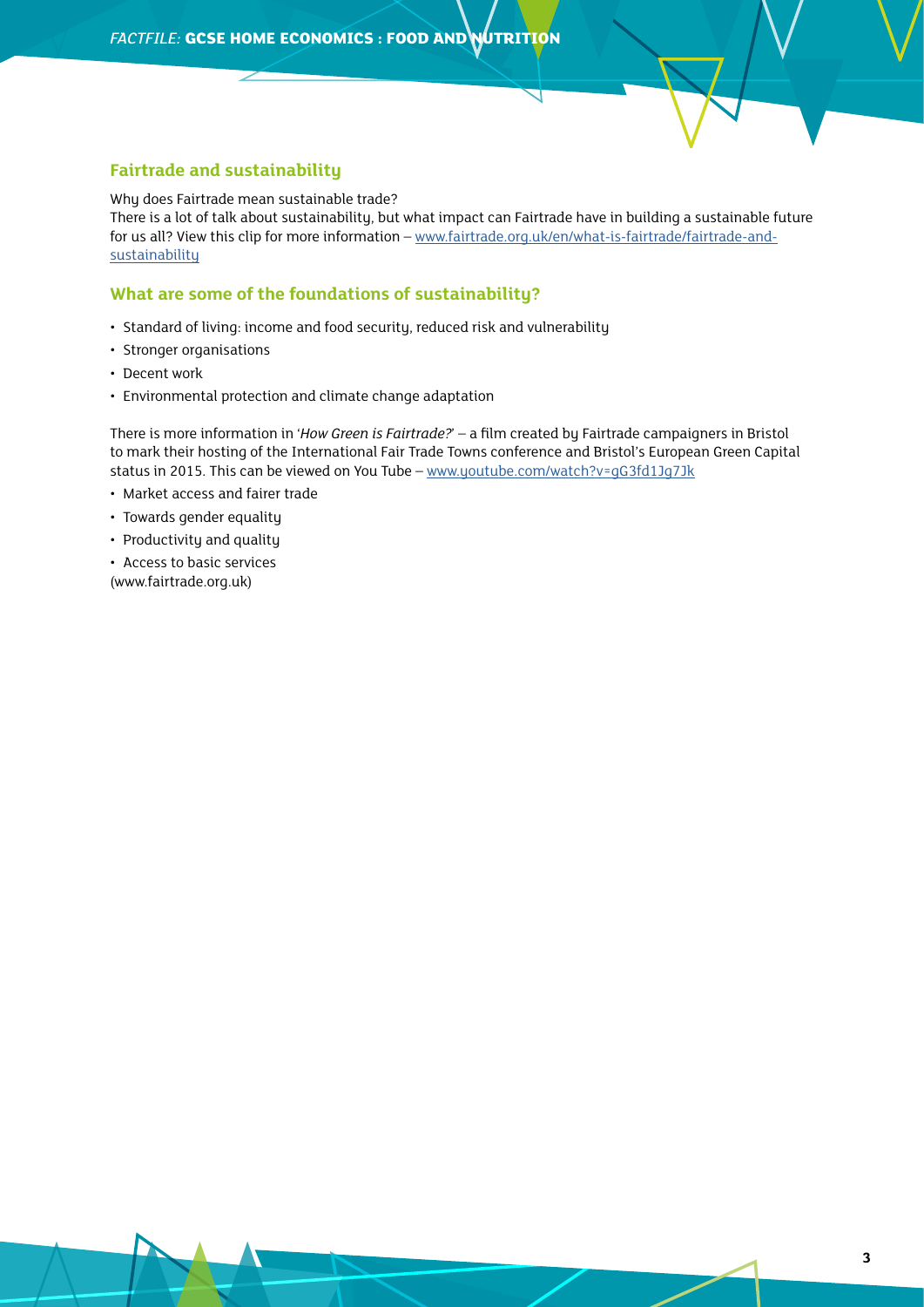## Fairtrade and sustainability

Why does Fairtrade mean sustainable trade?
There is a lot of talk about sustainability, but what impact can Fairtrade have in building a sustainable future for us all? View this clip for more information – [www.fairtrade.org.uk/en/what-is-fairtrade/fairtrade-and-sustainability](www.fairtrade.org.uk/en/what-is-fairtrade/fairtrade-and-sustainability)

## What are some of the foundations of sustainability?

- Standard of living: income and food security, reduced risk and vulnerability
- Stronger organisations
- Decent work
- Environmental protection and climate change adaptation

There is more information in '*How Green is Fairtrade?*' – a film created by Fairtrade campaigners in Bristol to mark their hosting of the International Fair Trade Towns conference and Bristol's European Green Capital status in 2015. This can be viewed on You Tube – [www.youtube.com/watch?v=gG3fd1Jg7Jk](www.youtube.com/watch?v=gG3fd1Jg7Jk)

- Market access and fairer trade
- Towards gender equality
- Productivity and quality
- Access to basic services

(www.fairtrade.org.uk)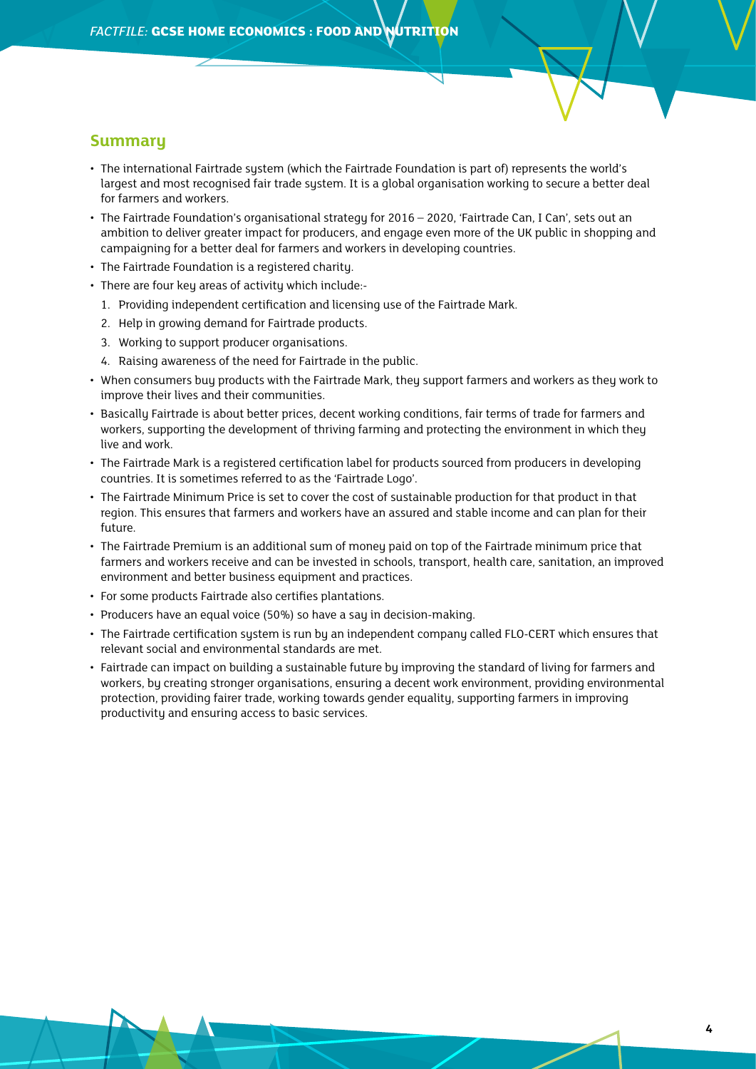## Summary

- The international Fairtrade system (which the Fairtrade Foundation is part of) represents the world's largest and most recognised fair trade system. It is a global organisation working to secure a better deal for farmers and workers.
- The Fairtrade Foundation's organisational strategy for 2016 – 2020, 'Fairtrade Can, I Can', sets out an ambition to deliver greater impact for producers, and engage even more of the UK public in shopping and campaigning for a better deal for farmers and workers in developing countries.
- The Fairtrade Foundation is a registered charity.
- There are four key areas of activity which include:-
  1. Providing independent certification and licensing use of the Fairtrade Mark.
  2. Help in growing demand for Fairtrade products.
  3. Working to support producer organisations.
  4. Raising awareness of the need for Fairtrade in the public.
- When consumers buy products with the Fairtrade Mark, they support farmers and workers as they work to improve their lives and their communities.
- Basically Fairtrade is about better prices, decent working conditions, fair terms of trade for farmers and workers, supporting the development of thriving farming and protecting the environment in which they live and work.
- The Fairtrade Mark is a registered certification label for products sourced from producers in developing countries. It is sometimes referred to as the 'Fairtrade Logo'.
- The Fairtrade Minimum Price is set to cover the cost of sustainable production for that product in that region. This ensures that farmers and workers have an assured and stable income and can plan for their future.
- The Fairtrade Premium is an additional sum of money paid on top of the Fairtrade minimum price that farmers and workers receive and can be invested in schools, transport, health care, sanitation, an improved environment and better business equipment and practices.
- For some products Fairtrade also certifies plantations.
- Producers have an equal voice (50%) so have a say in decision-making.
- The Fairtrade certification system is run by an independent company called FLO-CERT which ensures that relevant social and environmental standards are met.
- Fairtrade can impact on building a sustainable future by improving the standard of living for farmers and workers, by creating stronger organisations, ensuring a decent work environment, providing environmental protection, providing fairer trade, working towards gender equality, supporting farmers in improving productivity and ensuring access to basic services.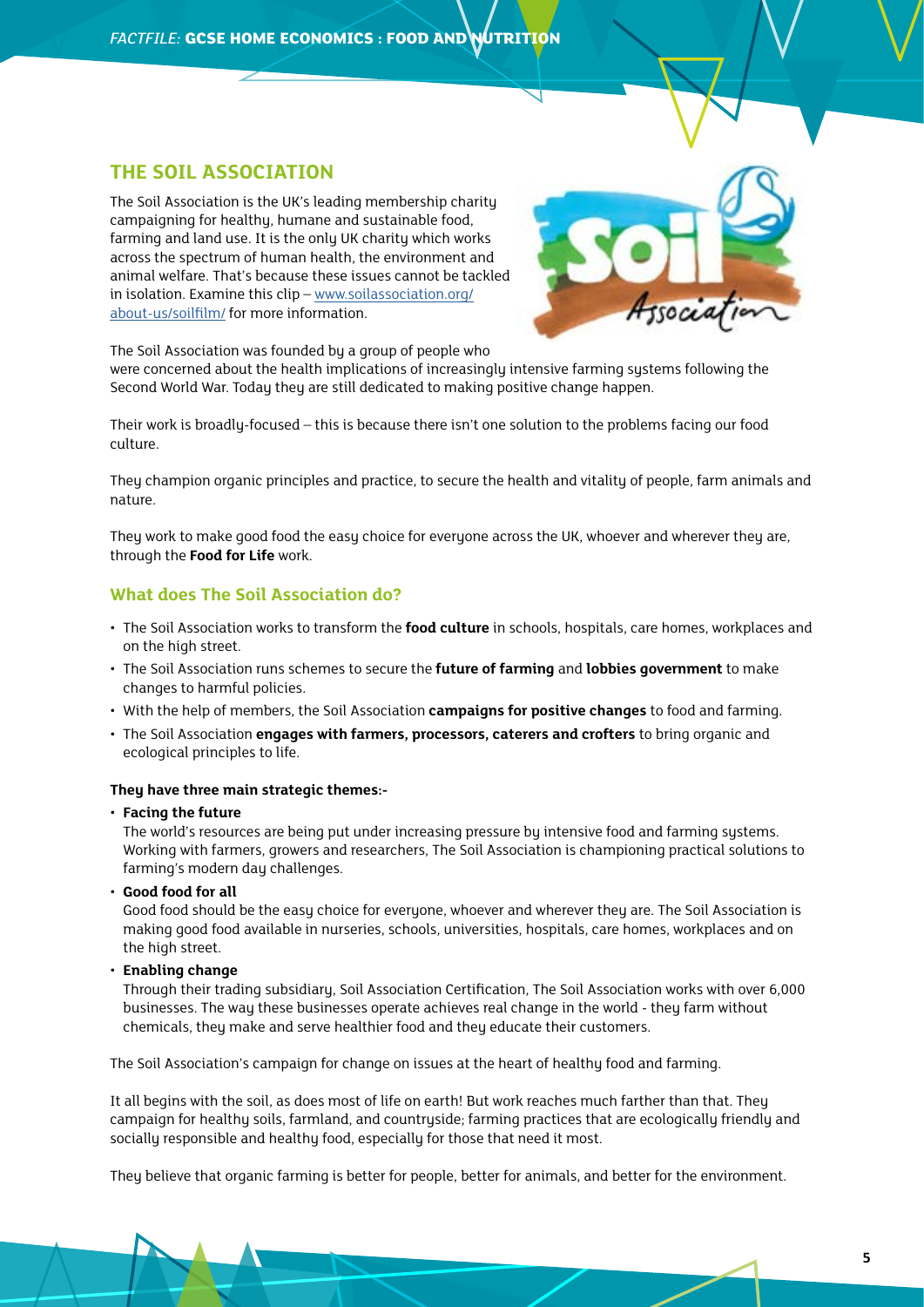## THE SOIL ASSOCIATION

The Soil Association is the UK's leading membership charity campaigning for healthy, humane and sustainable food, farming and land use. It is the only UK charity which works across the spectrum of human health, the environment and animal welfare. That's because these issues cannot be tackled in isolation. Examine this clip – [www.soilassociation.org/about-us/soilfilm/](www.soilassociation.org/about-us/soilfilm/) for more information.

The Soil Association was founded by a group of people who were concerned about the health implications of increasingly intensive farming systems following the Second World War. Today they are still dedicated to making positive change happen.

Their work is broadly-focused – this is because there isn't one solution to the problems facing our food culture.

They champion organic principles and practice, to secure the health and vitality of people, farm animals and nature.

They work to make good food the easy choice for everyone across the UK, whoever and wherever they are, through the **Food for Life** work.

### What does The Soil Association do?

- The Soil Association works to transform the **food culture** in schools, hospitals, care homes, workplaces and on the high street.
- The Soil Association runs schemes to secure the **future of farming** and **lobbies government** to make changes to harmful policies.
- With the help of members, the Soil Association **campaigns for positive changes** to food and farming.
- The Soil Association **engages with farmers, processors, caterers and crofters** to bring organic and ecological principles to life.

**They have three main strategic themes:-**

- **Facing the future**
  The world's resources are being put under increasing pressure by intensive food and farming systems. Working with farmers, growers and researchers, The Soil Association is championing practical solutions to farming's modern day challenges.
- **Good food for all**
  Good food should be the easy choice for everyone, whoever and wherever they are. The Soil Association is making good food available in nurseries, schools, universities, hospitals, care homes, workplaces and on the high street.
- **Enabling change**
  Through their trading subsidiary, Soil Association Certification, The Soil Association works with over 6,000 businesses. The way these businesses operate achieves real change in the world - they farm without chemicals, they make and serve healthier food and they educate their customers.

The Soil Association's campaign for change on issues at the heart of healthy food and farming.

It all begins with the soil, as does most of life on earth! But work reaches much farther than that. They campaign for healthy soils, farmland, and countryside; farming practices that are ecologically friendly and socially responsible and healthy food, especially for those that need it most.

They believe that organic farming is better for people, better for animals, and better for the environment.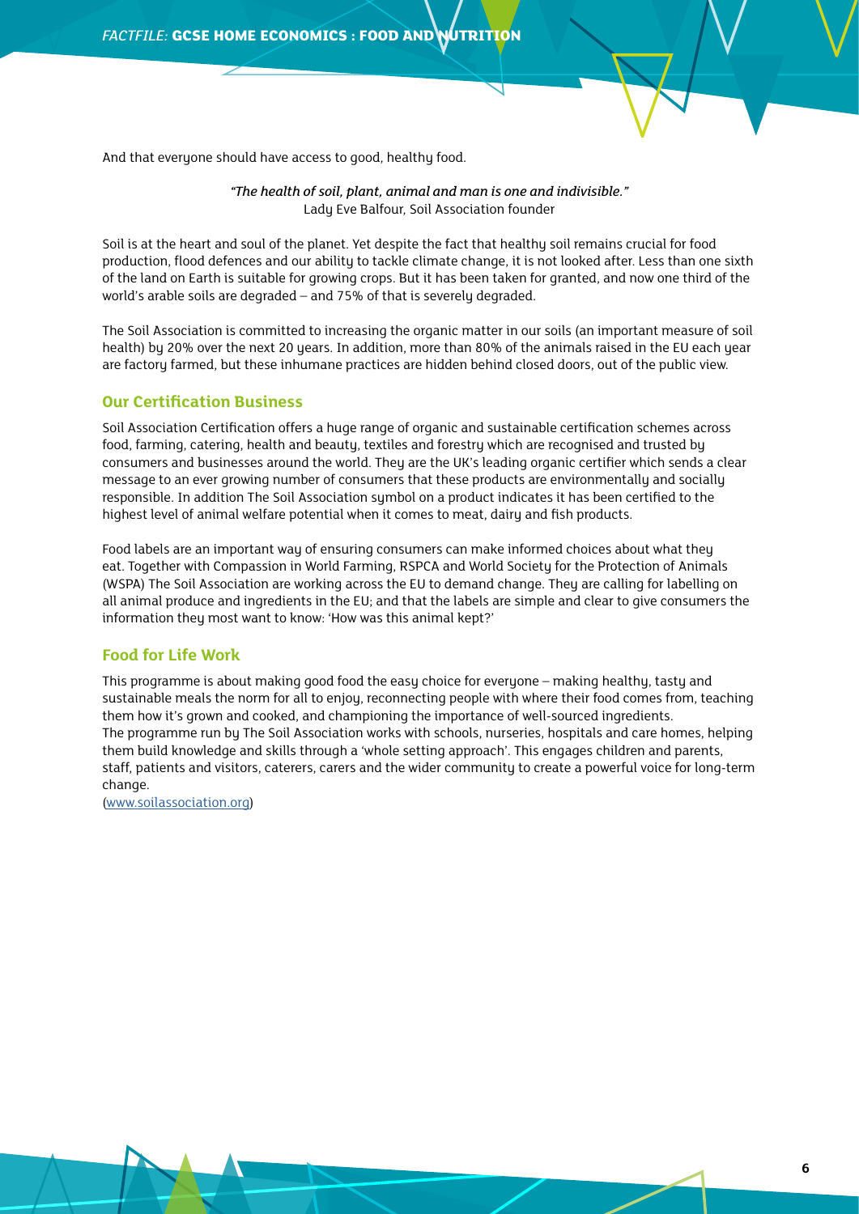And that everyone should have access to good, healthy food.

*"The health of soil, plant, animal and man is one and indivisible."*
Lady Eve Balfour, Soil Association founder

Soil is at the heart and soul of the planet. Yet despite the fact that healthy soil remains crucial for food production, flood defences and our ability to tackle climate change, it is not looked after. Less than one sixth of the land on Earth is suitable for growing crops. But it has been taken for granted, and now one third of the world's arable soils are degraded – and 75% of that is severely degraded.

The Soil Association is committed to increasing the organic matter in our soils (an important measure of soil health) by 20% over the next 20 years. In addition, more than 80% of the animals raised in the EU each year are factory farmed, but these inhumane practices are hidden behind closed doors, out of the public view.

## Our Certification Business

Soil Association Certification offers a huge range of organic and sustainable certification schemes across food, farming, catering, health and beauty, textiles and forestry which are recognised and trusted by consumers and businesses around the world. They are the UK's leading organic certifier which sends a clear message to an ever growing number of consumers that these products are environmentally and socially responsible. In addition The Soil Association symbol on a product indicates it has been certified to the highest level of animal welfare potential when it comes to meat, dairy and fish products.

Food labels are an important way of ensuring consumers can make informed choices about what they eat. Together with Compassion in World Farming, RSPCA and World Society for the Protection of Animals (WSPA) The Soil Association are working across the EU to demand change. They are calling for labelling on all animal produce and ingredients in the EU; and that the labels are simple and clear to give consumers the information they most want to know: 'How was this animal kept?'

## Food for Life Work

This programme is about making good food the easy choice for everyone – making healthy, tasty and sustainable meals the norm for all to enjoy, reconnecting people with where their food comes from, teaching them how it's grown and cooked, and championing the importance of well-sourced ingredients.
The programme run by The Soil Association works with schools, nurseries, hospitals and care homes, helping them build knowledge and skills through a 'whole setting approach'. This engages children and parents, staff, patients and visitors, caterers, carers and the wider community to create a powerful voice for long-term change.
(www.soilassociation.org)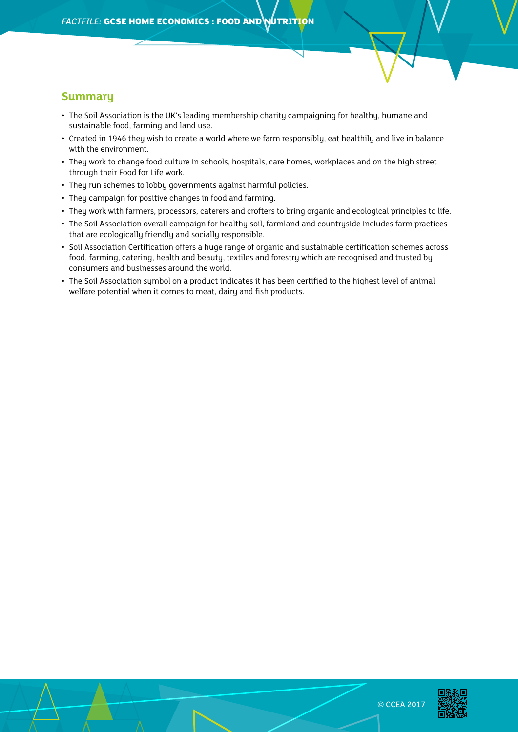## Summary

- The Soil Association is the UK's leading membership charity campaigning for healthy, humane and sustainable food, farming and land use.
- Created in 1946 they wish to create a world where we farm responsibly, eat healthily and live in balance with the environment.
- They work to change food culture in schools, hospitals, care homes, workplaces and on the high street through their Food for Life work.
- They run schemes to lobby governments against harmful policies.
- They campaign for positive changes in food and farming.
- They work with farmers, processors, caterers and crofters to bring organic and ecological principles to life.
- The Soil Association overall campaign for healthy soil, farmland and countryside includes farm practices that are ecologically friendly and socially responsible.
- Soil Association Certification offers a huge range of organic and sustainable certification schemes across food, farming, catering, health and beauty, textiles and forestry which are recognised and trusted by consumers and businesses around the world.
- The Soil Association symbol on a product indicates it has been certified to the highest level of animal welfare potential when it comes to meat, dairy and fish products.